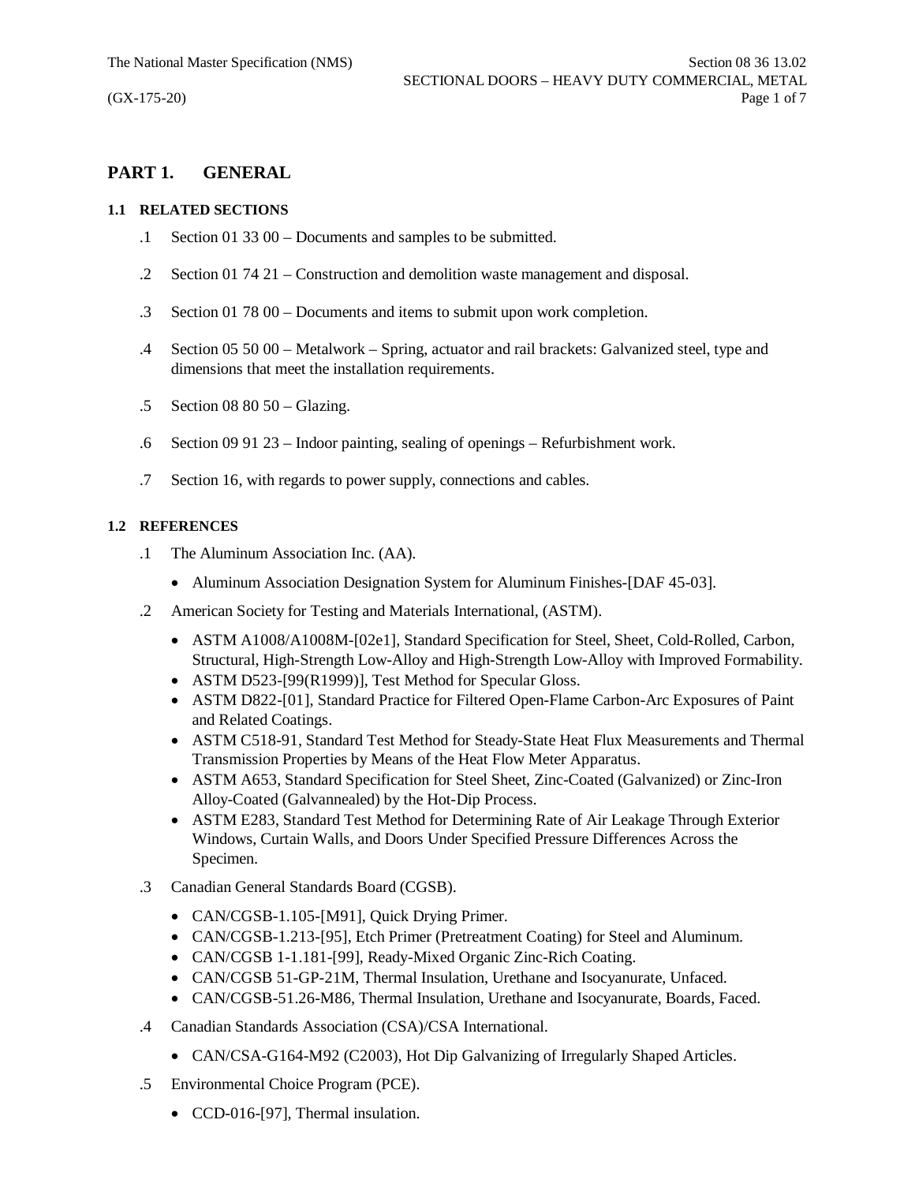# PART 1. GENERAL

## 1.1 RELATED SECTIONS

.1 Section 01 33 00 – Documents and samples to be submitted.

.2 Section 01 74 21 – Construction and demolition waste management and disposal.

.3 Section 01 78 00 – Documents and items to submit upon work completion.

.4 Section 05 50 00 – Metalwork – Spring, actuator and rail brackets: Galvanized steel, type and dimensions that meet the installation requirements.

.5 Section 08 80 50 – Glazing.

.6 Section 09 91 23 – Indoor painting, sealing of openings – Refurbishment work.

.7 Section 16, with regards to power supply, connections and cables.

## 1.2 REFERENCES

.1 The Aluminum Association Inc. (AA).

- Aluminum Association Designation System for Aluminum Finishes-[DAF 45-03].

.2 American Society for Testing and Materials International, (ASTM).

- ASTM A1008/A1008M-[02e1], Standard Specification for Steel, Sheet, Cold-Rolled, Carbon, Structural, High-Strength Low-Alloy and High-Strength Low-Alloy with Improved Formability.
- ASTM D523-[99(R1999)], Test Method for Specular Gloss.
- ASTM D822-[01], Standard Practice for Filtered Open-Flame Carbon-Arc Exposures of Paint and Related Coatings.
- ASTM C518-91, Standard Test Method for Steady-State Heat Flux Measurements and Thermal Transmission Properties by Means of the Heat Flow Meter Apparatus.
- ASTM A653, Standard Specification for Steel Sheet, Zinc-Coated (Galvanized) or Zinc-Iron Alloy-Coated (Galvannealed) by the Hot-Dip Process.
- ASTM E283, Standard Test Method for Determining Rate of Air Leakage Through Exterior Windows, Curtain Walls, and Doors Under Specified Pressure Differences Across the Specimen.

.3 Canadian General Standards Board (CGSB).

- CAN/CGSB-1.105-[M91], Quick Drying Primer.
- CAN/CGSB-1.213-[95], Etch Primer (Pretreatment Coating) for Steel and Aluminum.
- CAN/CGSB 1-1.181-[99], Ready-Mixed Organic Zinc-Rich Coating.
- CAN/CGSB 51-GP-21M, Thermal Insulation, Urethane and Isocyanurate, Unfaced.
- CAN/CGSB-51.26-M86, Thermal Insulation, Urethane and Isocyanurate, Boards, Faced.

.4 Canadian Standards Association (CSA)/CSA International.

- CAN/CSA-G164-M92 (C2003), Hot Dip Galvanizing of Irregularly Shaped Articles.

.5 Environmental Choice Program (PCE).

- CCD-016-[97], Thermal insulation.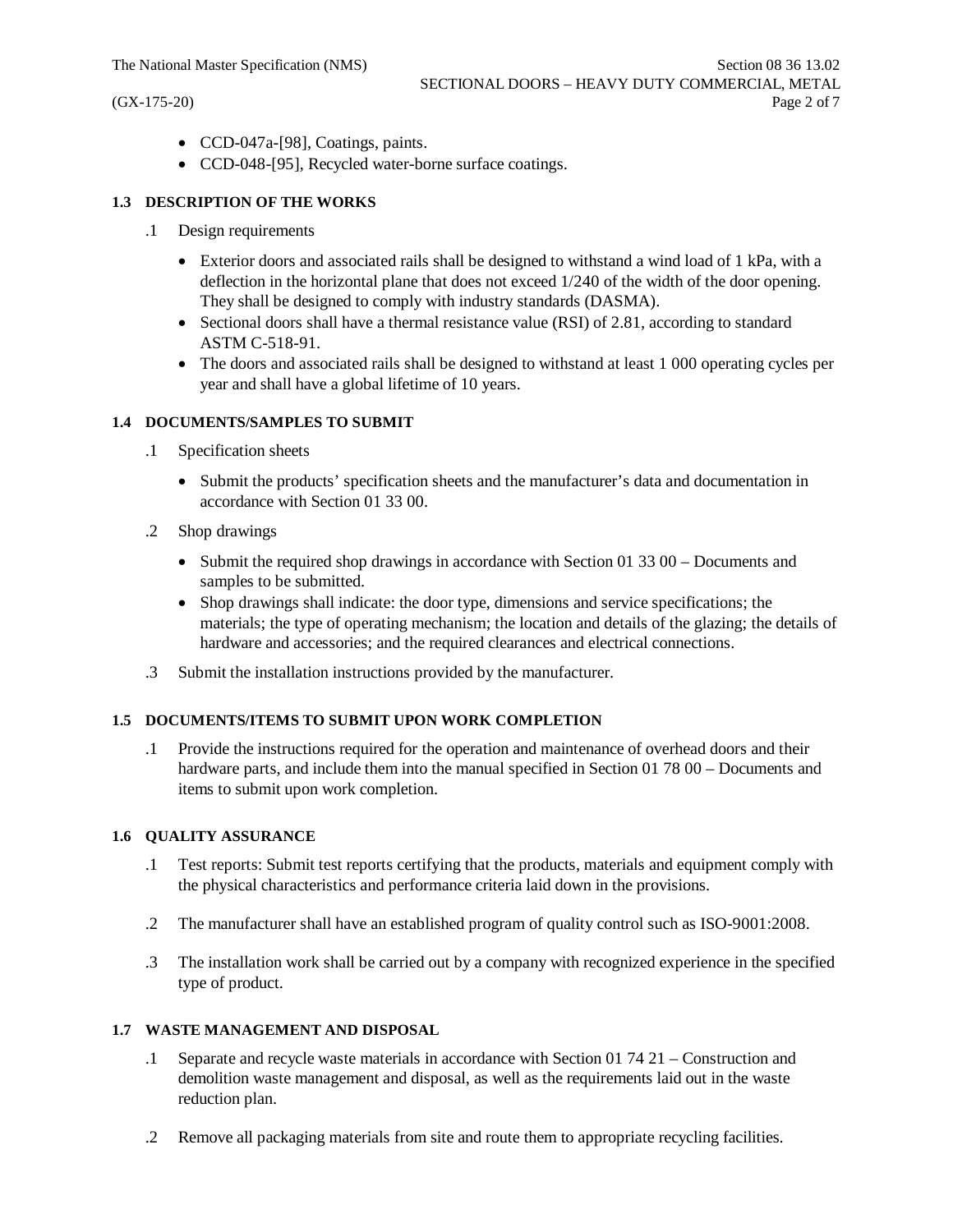- CCD-047a-[98], Coatings, paints.
- CCD-048-[95], Recycled water-borne surface coatings.

### 1.3 DESCRIPTION OF THE WORKS

.1 Design requirements

- Exterior doors and associated rails shall be designed to withstand a wind load of 1 kPa, with a deflection in the horizontal plane that does not exceed 1/240 of the width of the door opening. They shall be designed to comply with industry standards (DASMA).
- Sectional doors shall have a thermal resistance value (RSI) of 2.81, according to standard ASTM C-518-91.
- The doors and associated rails shall be designed to withstand at least 1 000 operating cycles per year and shall have a global lifetime of 10 years.

### 1.4 DOCUMENTS/SAMPLES TO SUBMIT

.1 Specification sheets

- Submit the products' specification sheets and the manufacturer's data and documentation in accordance with Section 01 33 00.

.2 Shop drawings

- Submit the required shop drawings in accordance with Section 01 33 00 – Documents and samples to be submitted.
- Shop drawings shall indicate: the door type, dimensions and service specifications; the materials; the type of operating mechanism; the location and details of the glazing; the details of hardware and accessories; and the required clearances and electrical connections.

.3 Submit the installation instructions provided by the manufacturer.

### 1.5 DOCUMENTS/ITEMS TO SUBMIT UPON WORK COMPLETION

.1 Provide the instructions required for the operation and maintenance of overhead doors and their hardware parts, and include them into the manual specified in Section 01 78 00 – Documents and items to submit upon work completion.

### 1.6 QUALITY ASSURANCE

.1 Test reports: Submit test reports certifying that the products, materials and equipment comply with the physical characteristics and performance criteria laid down in the provisions.

.2 The manufacturer shall have an established program of quality control such as ISO-9001:2008.

.3 The installation work shall be carried out by a company with recognized experience in the specified type of product.

### 1.7 WASTE MANAGEMENT AND DISPOSAL

.1 Separate and recycle waste materials in accordance with Section 01 74 21 – Construction and demolition waste management and disposal, as well as the requirements laid out in the waste reduction plan.

.2 Remove all packaging materials from site and route them to appropriate recycling facilities.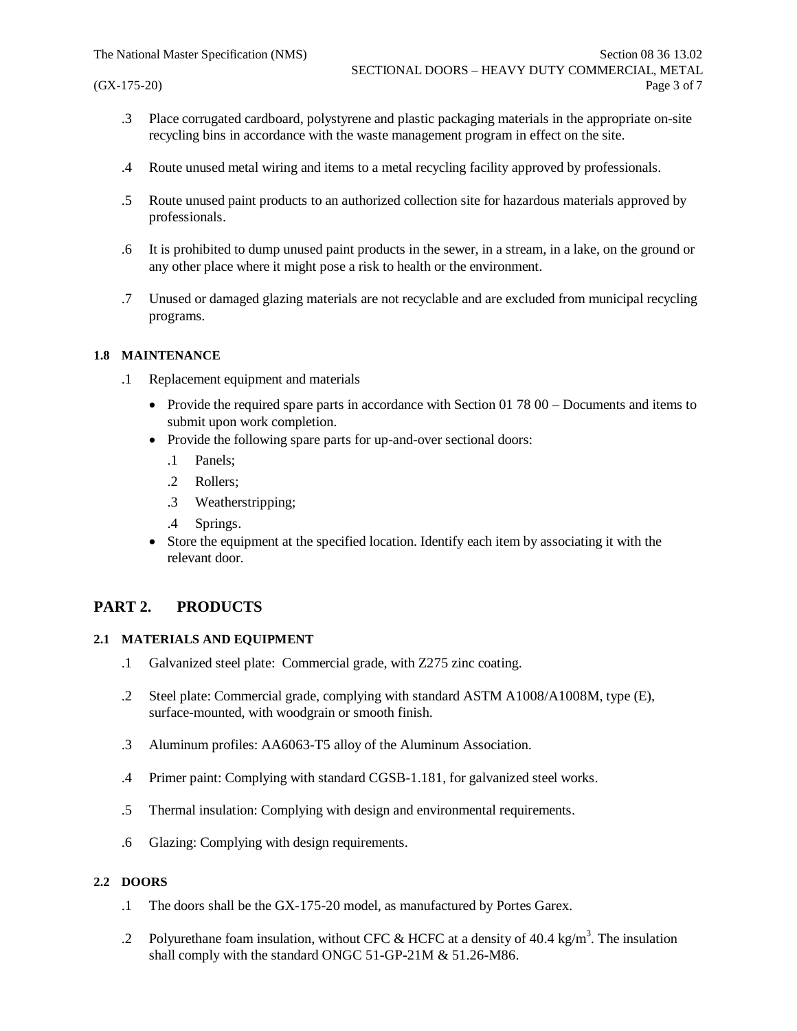.3 Place corrugated cardboard, polystyrene and plastic packaging materials in the appropriate on-site recycling bins in accordance with the waste management program in effect on the site.

.4 Route unused metal wiring and items to a metal recycling facility approved by professionals.

.5 Route unused paint products to an authorized collection site for hazardous materials approved by professionals.

.6 It is prohibited to dump unused paint products in the sewer, in a stream, in a lake, on the ground or any other place where it might pose a risk to health or the environment.

.7 Unused or damaged glazing materials are not recyclable and are excluded from municipal recycling programs.

### 1.8 MAINTENANCE

.1 Replacement equipment and materials

- Provide the required spare parts in accordance with Section 01 78 00 – Documents and items to submit upon work completion.
- Provide the following spare parts for up-and-over sectional doors:
  - .1 Panels;
  - .2 Rollers;
  - .3 Weatherstripping;
  - .4 Springs.
- Store the equipment at the specified location. Identify each item by associating it with the relevant door.

## PART 2. PRODUCTS

### 2.1 MATERIALS AND EQUIPMENT

.1 Galvanized steel plate: Commercial grade, with Z275 zinc coating.

.2 Steel plate: Commercial grade, complying with standard ASTM A1008/A1008M, type (E), surface-mounted, with woodgrain or smooth finish.

.3 Aluminum profiles: AA6063-T5 alloy of the Aluminum Association.

.4 Primer paint: Complying with standard CGSB-1.181, for galvanized steel works.

.5 Thermal insulation: Complying with design and environmental requirements.

.6 Glazing: Complying with design requirements.

### 2.2 DOORS

.1 The doors shall be the GX-175-20 model, as manufactured by Portes Garex.

.2 Polyurethane foam insulation, without CFC & HCFC at a density of 40.4 $kg/m^3$. The insulation shall comply with the standard ONGC 51-GP-21M & 51.26-M86.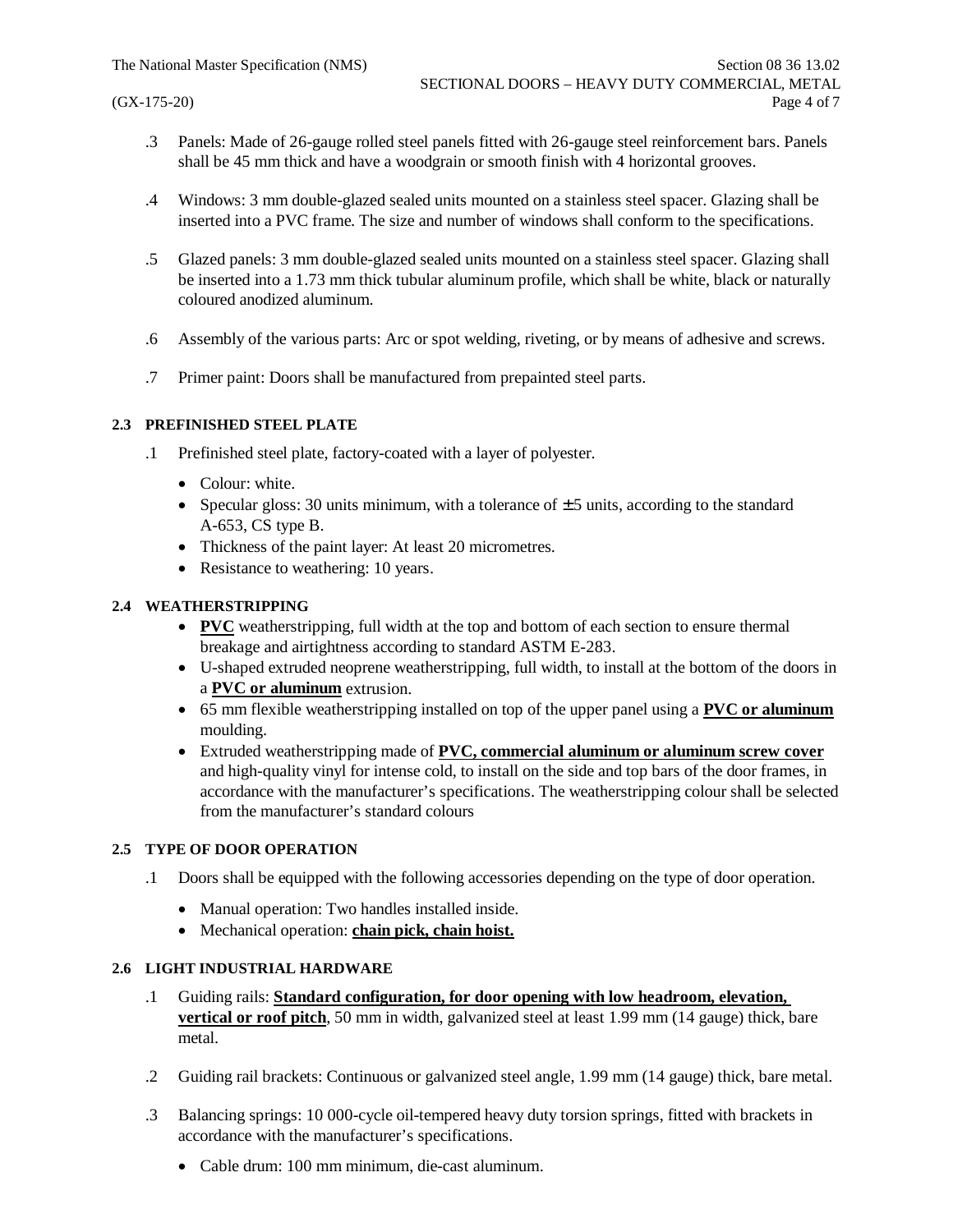.3 Panels: Made of 26-gauge rolled steel panels fitted with 26-gauge steel reinforcement bars. Panels shall be 45 mm thick and have a woodgrain or smooth finish with 4 horizontal grooves.

.4 Windows: 3 mm double-glazed sealed units mounted on a stainless steel spacer. Glazing shall be inserted into a PVC frame. The size and number of windows shall conform to the specifications.

.5 Glazed panels: 3 mm double-glazed sealed units mounted on a stainless steel spacer. Glazing shall be inserted into a 1.73 mm thick tubular aluminum profile, which shall be white, black or naturally coloured anodized aluminum.

.6 Assembly of the various parts: Arc or spot welding, riveting, or by means of adhesive and screws.

.7 Primer paint: Doors shall be manufactured from prepainted steel parts.

### 2.3 PREFINISHED STEEL PLATE

.1 Prefinished steel plate, factory-coated with a layer of polyester.

- Colour: white.
- Specular gloss: 30 units minimum, with a tolerance of ±5 units, according to the standard A-653, CS type B.
- Thickness of the paint layer: At least 20 micrometres.
- Resistance to weathering: 10 years.

### 2.4 WEATHERSTRIPPING

- **PVC** weatherstripping, full width at the top and bottom of each section to ensure thermal breakage and airtightness according to standard ASTM E-283.
- U-shaped extruded neoprene weatherstripping, full width, to install at the bottom of the doors in a **PVC or aluminum** extrusion.
- 65 mm flexible weatherstripping installed on top of the upper panel using a **PVC or aluminum** moulding.
- Extruded weatherstripping made of **PVC, commercial aluminum or aluminum screw cover** and high-quality vinyl for intense cold, to install on the side and top bars of the door frames, in accordance with the manufacturer's specifications. The weatherstripping colour shall be selected from the manufacturer's standard colours

### 2.5 TYPE OF DOOR OPERATION

.1 Doors shall be equipped with the following accessories depending on the type of door operation.

- Manual operation: Two handles installed inside.
- Mechanical operation: **chain pick, chain hoist.**

### 2.6 LIGHT INDUSTRIAL HARDWARE

.1 Guiding rails: **Standard configuration, for door opening with low headroom, elevation, vertical or roof pitch**, 50 mm in width, galvanized steel at least 1.99 mm (14 gauge) thick, bare metal.

.2 Guiding rail brackets: Continuous or galvanized steel angle, 1.99 mm (14 gauge) thick, bare metal.

.3 Balancing springs: 10 000-cycle oil-tempered heavy duty torsion springs, fitted with brackets in accordance with the manufacturer's specifications.

- Cable drum: 100 mm minimum, die-cast aluminum.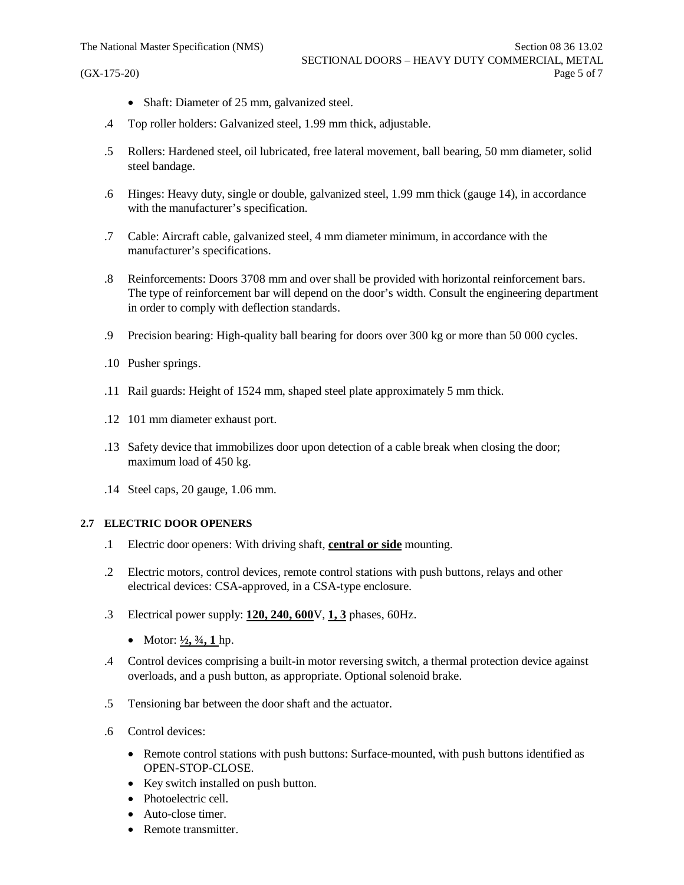- Shaft: Diameter of 25 mm, galvanized steel.

.4 Top roller holders: Galvanized steel, 1.99 mm thick, adjustable.

.5 Rollers: Hardened steel, oil lubricated, free lateral movement, ball bearing, 50 mm diameter, solid steel bandage.

.6 Hinges: Heavy duty, single or double, galvanized steel, 1.99 mm thick (gauge 14), in accordance with the manufacturer's specification.

.7 Cable: Aircraft cable, galvanized steel, 4 mm diameter minimum, in accordance with the manufacturer's specifications.

.8 Reinforcements: Doors 3708 mm and over shall be provided with horizontal reinforcement bars. The type of reinforcement bar will depend on the door's width. Consult the engineering department in order to comply with deflection standards.

.9 Precision bearing: High-quality ball bearing for doors over 300 kg or more than 50 000 cycles.

.10 Pusher springs.

.11 Rail guards: Height of 1524 mm, shaped steel plate approximately 5 mm thick.

.12 101 mm diameter exhaust port.

.13 Safety device that immobilizes door upon detection of a cable break when closing the door; maximum load of 450 kg.

.14 Steel caps, 20 gauge, 1.06 mm.

### 2.7 ELECTRIC DOOR OPENERS

.1 Electric door openers: With driving shaft, **central or side** mounting.

.2 Electric motors, control devices, remote control stations with push buttons, relays and other electrical devices: CSA-approved, in a CSA-type enclosure.

.3 Electrical power supply: **120, 240, 600**V, **1, 3** phases, 60Hz.

- Motor: **½, ¾, 1** hp.

.4 Control devices comprising a built-in motor reversing switch, a thermal protection device against overloads, and a push button, as appropriate. Optional solenoid brake.

.5 Tensioning bar between the door shaft and the actuator.

.6 Control devices:

- Remote control stations with push buttons: Surface-mounted, with push buttons identified as OPEN-STOP-CLOSE.
- Key switch installed on push button.
- Photoelectric cell.
- Auto-close timer.
- Remote transmitter.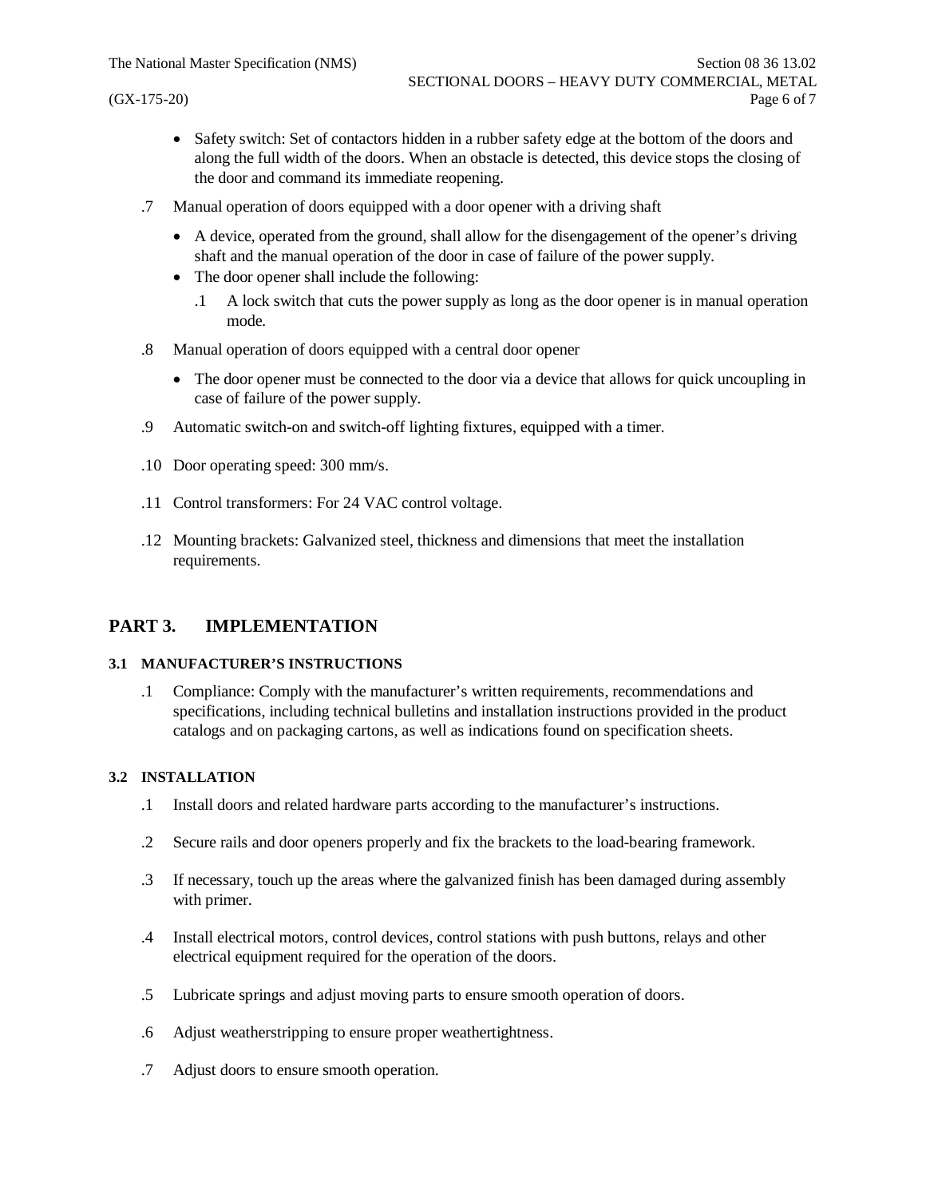- Safety switch: Set of contactors hidden in a rubber safety edge at the bottom of the doors and along the full width of the doors. When an obstacle is detected, this device stops the closing of the door and command its immediate reopening.

.7 Manual operation of doors equipped with a door opener with a driving shaft

- A device, operated from the ground, shall allow for the disengagement of the opener's driving shaft and the manual operation of the door in case of failure of the power supply.
- The door opener shall include the following:
  - .1 A lock switch that cuts the power supply as long as the door opener is in manual operation mode.

.8 Manual operation of doors equipped with a central door opener

- The door opener must be connected to the door via a device that allows for quick uncoupling in case of failure of the power supply.

.9 Automatic switch-on and switch-off lighting fixtures, equipped with a timer.

.10 Door operating speed: 300 mm/s.

.11 Control transformers: For 24 VAC control voltage.

.12 Mounting brackets: Galvanized steel, thickness and dimensions that meet the installation requirements.

# PART 3. IMPLEMENTATION

### 3.1 MANUFACTURER'S INSTRUCTIONS

.1 Compliance: Comply with the manufacturer's written requirements, recommendations and specifications, including technical bulletins and installation instructions provided in the product catalogs and on packaging cartons, as well as indications found on specification sheets.

### 3.2 INSTALLATION

.1 Install doors and related hardware parts according to the manufacturer's instructions.

.2 Secure rails and door openers properly and fix the brackets to the load-bearing framework.

.3 If necessary, touch up the areas where the galvanized finish has been damaged during assembly with primer.

.4 Install electrical motors, control devices, control stations with push buttons, relays and other electrical equipment required for the operation of the doors.

.5 Lubricate springs and adjust moving parts to ensure smooth operation of doors.

.6 Adjust weatherstripping to ensure proper weathertightness.

.7 Adjust doors to ensure smooth operation.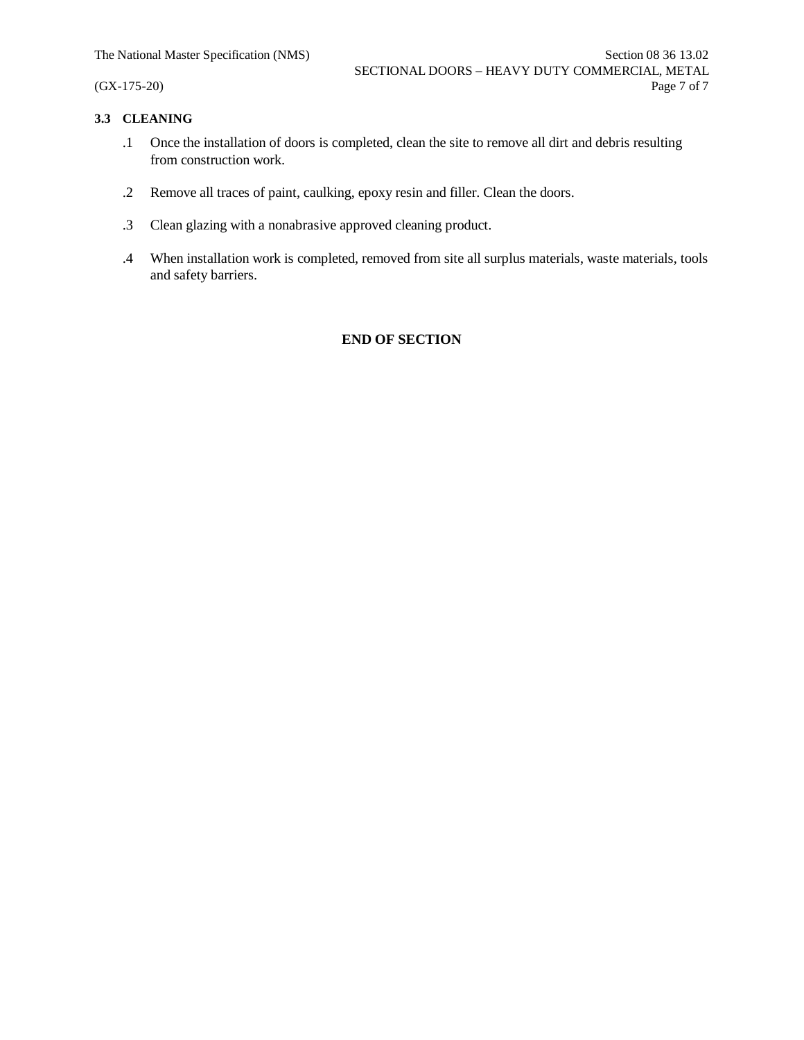### 3.3 CLEANING

.1 Once the installation of doors is completed, clean the site to remove all dirt and debris resulting from construction work.

.2 Remove all traces of paint, caulking, epoxy resin and filler. Clean the doors.

.3 Clean glazing with a nonabrasive approved cleaning product.

.4 When installation work is completed, removed from site all surplus materials, waste materials, tools and safety barriers.

**END OF SECTION**